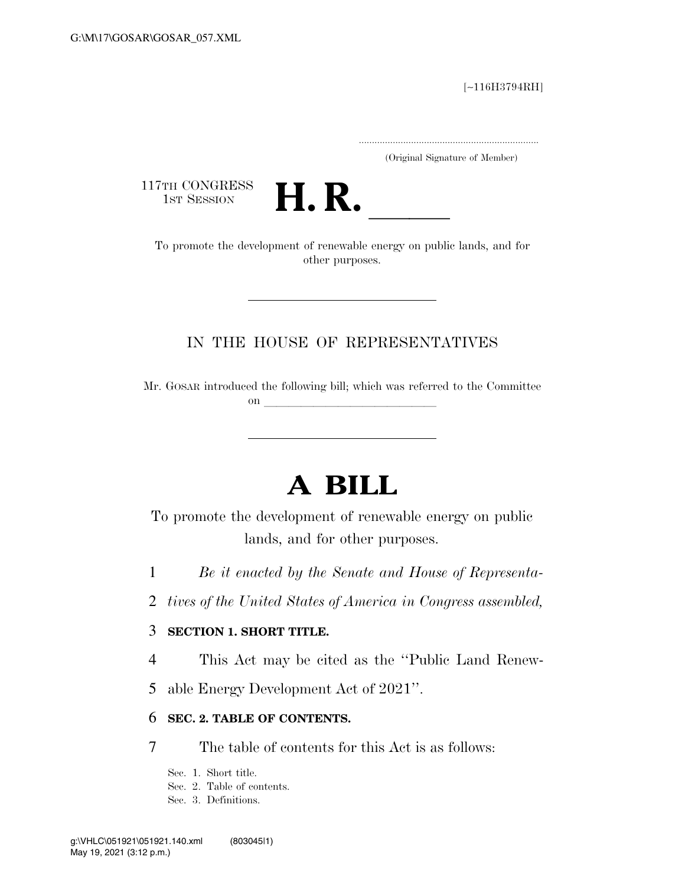[~116H3794RH]

..................................................................

(Original Signature of Member)

117TH CONGRESS
1ST SESSION

# H. R. \_\_\_\_\_\_

To promote the development of renewable energy on public lands, and for other purposes.

---

IN THE HOUSE OF REPRESENTATIVES

Mr. GOSAR introduced the following bill; which was referred to the Committee on \_\_\_\_\_\_\_\_\_\_\_\_\_\_\_\_\_\_\_\_\_\_\_\_\_\_\_\_\_\_

---

# A BILL

To promote the development of renewable energy on public lands, and for other purposes.

1 *Be it enacted by the Senate and House of Representa-*
2 *tives of the United States of America in Congress assembled,*

3 **SECTION 1. SHORT TITLE.**

4 This Act may be cited as the ''Public Land Renew-
5 able Energy Development Act of 2021''.

6 **SEC. 2. TABLE OF CONTENTS.**

7 The table of contents for this Act is as follows:

Sec. 1. Short title.
Sec. 2. Table of contents.
Sec. 3. Definitions.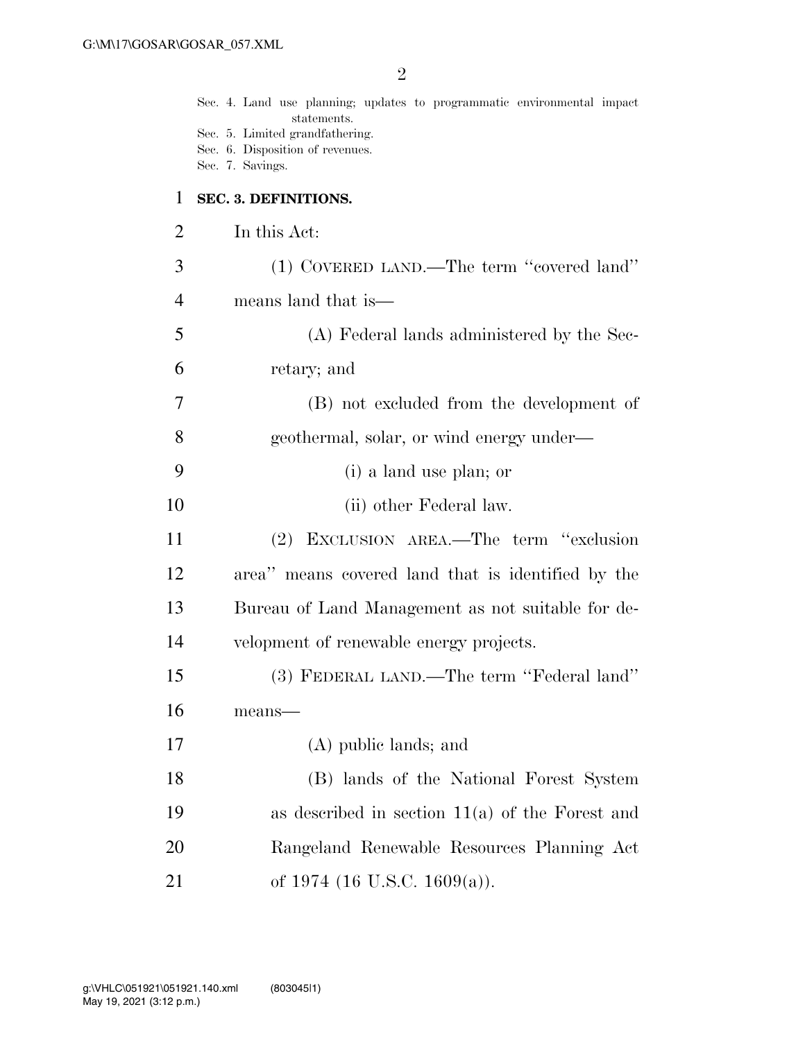Sec. 4. Land use planning; updates to programmatic environmental impact statements.
Sec. 5. Limited grandfathering.
Sec. 6. Disposition of revenues.
Sec. 7. Savings.

**SEC. 3. DEFINITIONS.**

In this Act:

(1) COVERED LAND.—The term "covered land" means land that is—

(A) Federal lands administered by the Secretary; and

(B) not excluded from the development of geothermal, solar, or wind energy under—

(i) a land use plan; or

(ii) other Federal law.

(2) EXCLUSION AREA.—The term "exclusion area" means covered land that is identified by the Bureau of Land Management as not suitable for development of renewable energy projects.

(3) FEDERAL LAND.—The term "Federal land" means—

(A) public lands; and

(B) lands of the National Forest System as described in section 11(a) of the Forest and Rangeland Renewable Resources Planning Act of 1974 (16 U.S.C. 1609(a)).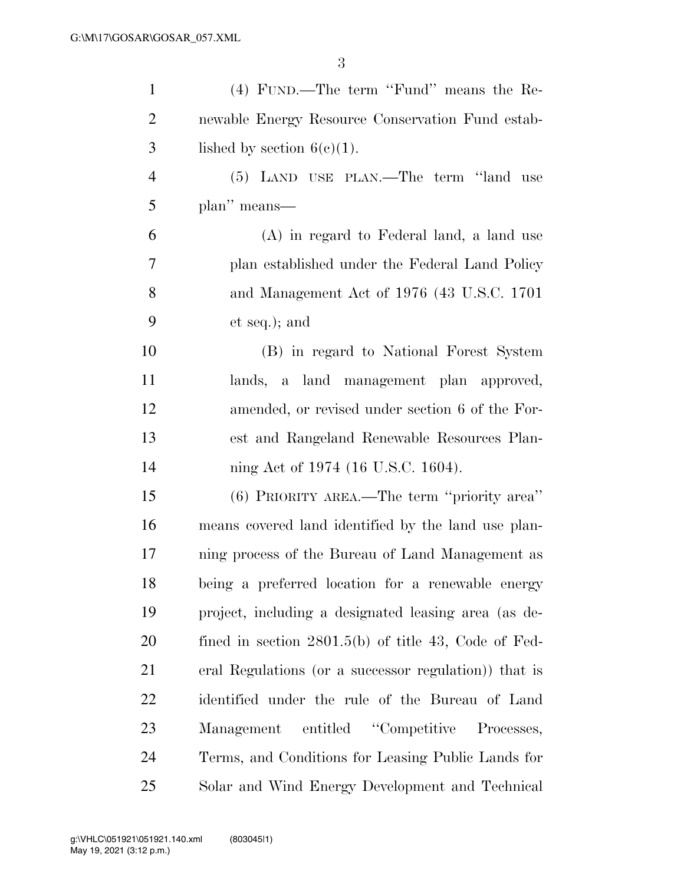(4) FUND.—The term ''Fund'' means the Renewable Energy Resource Conservation Fund established by section 6(c)(1).

(5) LAND USE PLAN.—The term ''land use plan'' means—

(A) in regard to Federal land, a land use plan established under the Federal Land Policy and Management Act of 1976 (43 U.S.C. 1701 et seq.); and

(B) in regard to National Forest System lands, a land management plan approved, amended, or revised under section 6 of the Forest and Rangeland Renewable Resources Planning Act of 1974 (16 U.S.C. 1604).

(6) PRIORITY AREA.—The term ''priority area'' means covered land identified by the land use planning process of the Bureau of Land Management as being a preferred location for a renewable energy project, including a designated leasing area (as defined in section 2801.5(b) of title 43, Code of Federal Regulations (or a successor regulation)) that is identified under the rule of the Bureau of Land Management entitled ''Competitive Processes, Terms, and Conditions for Leasing Public Lands for Solar and Wind Energy Development and Technical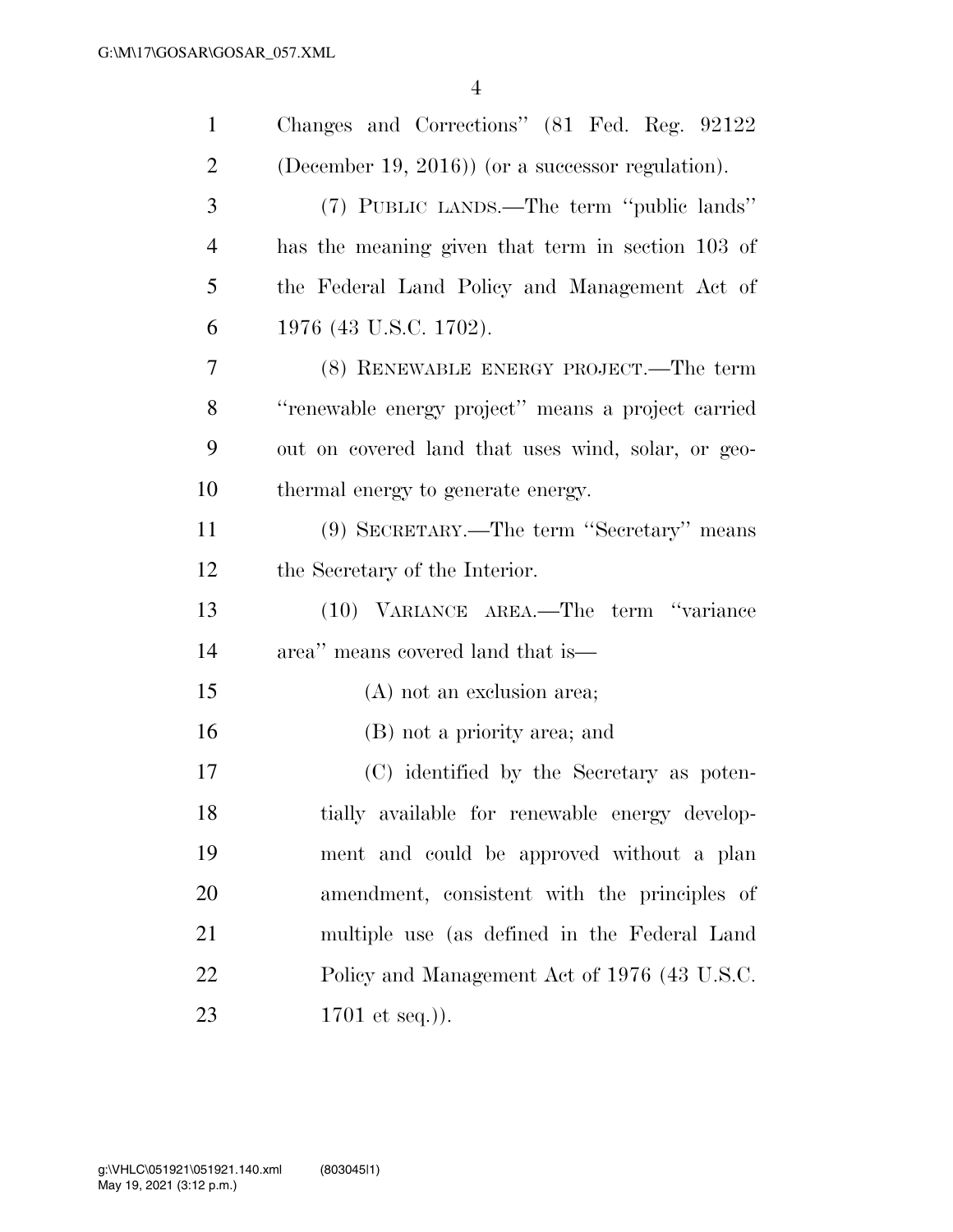Changes and Corrections'' (81 Fed. Reg. 92122 (December 19, 2016)) (or a successor regulation).

(7) PUBLIC LANDS.—The term ''public lands'' has the meaning given that term in section 103 of the Federal Land Policy and Management Act of 1976 (43 U.S.C. 1702).

(8) RENEWABLE ENERGY PROJECT.—The term ''renewable energy project'' means a project carried out on covered land that uses wind, solar, or geothermal energy to generate energy.

(9) SECRETARY.—The term ''Secretary'' means the Secretary of the Interior.

(10) VARIANCE AREA.—The term ''variance area'' means covered land that is—

(A) not an exclusion area;

(B) not a priority area; and

(C) identified by the Secretary as potentially available for renewable energy development and could be approved without a plan amendment, consistent with the principles of multiple use (as defined in the Federal Land Policy and Management Act of 1976 (43 U.S.C. 1701 et seq.)).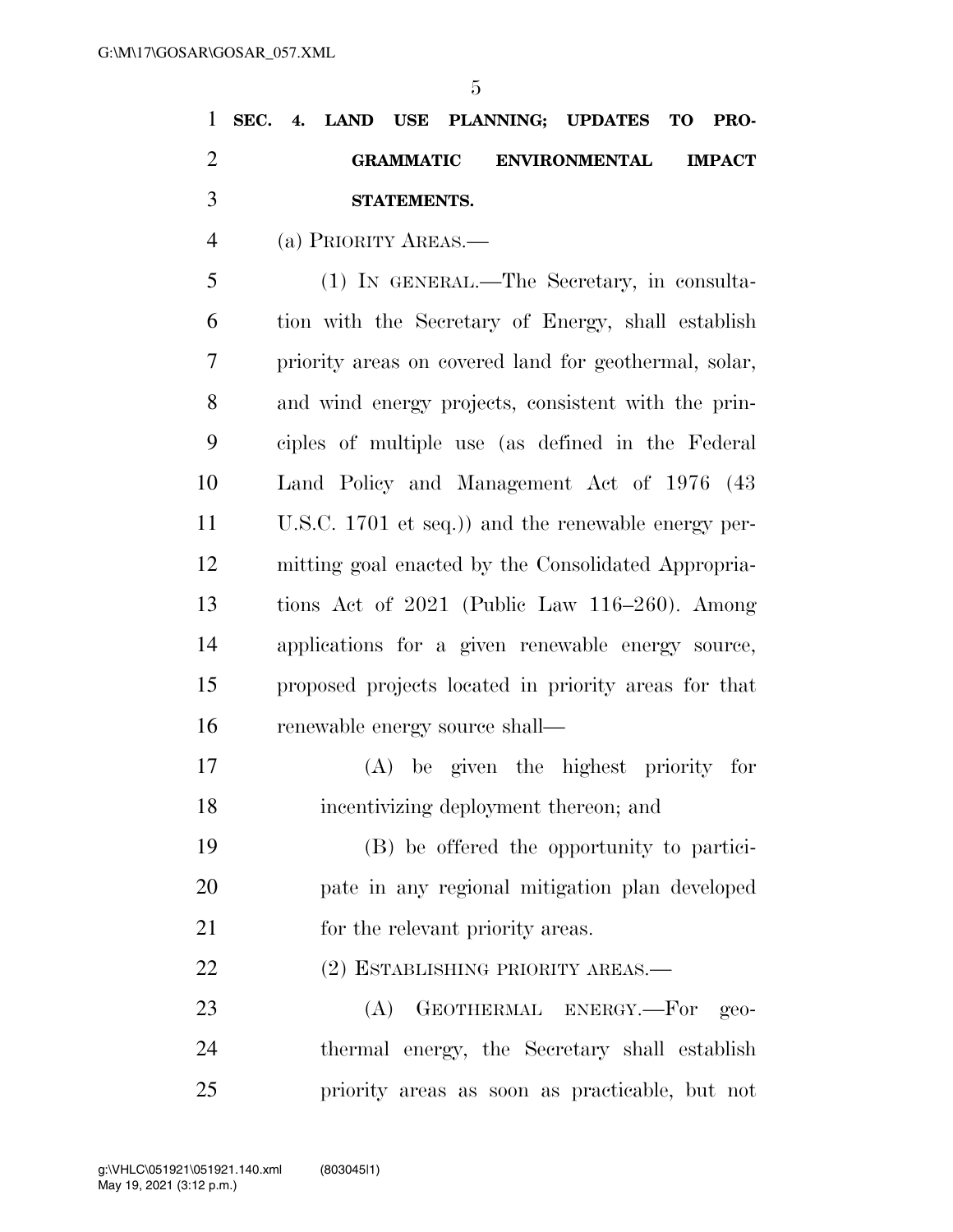## SEC. 4. LAND USE PLANNING; UPDATES TO PROGRAMMATIC ENVIRONMENTAL IMPACT STATEMENTS.

(a) PRIORITY AREAS.—

(1) IN GENERAL.—The Secretary, in consultation with the Secretary of Energy, shall establish priority areas on covered land for geothermal, solar, and wind energy projects, consistent with the principles of multiple use (as defined in the Federal Land Policy and Management Act of 1976 (43 U.S.C. 1701 et seq.)) and the renewable energy permitting goal enacted by the Consolidated Appropriations Act of 2021 (Public Law 116–260). Among applications for a given renewable energy source, proposed projects located in priority areas for that renewable energy source shall—

(A) be given the highest priority for incentivizing deployment thereon; and

(B) be offered the opportunity to participate in any regional mitigation plan developed for the relevant priority areas.

(2) ESTABLISHING PRIORITY AREAS.—

(A) GEOTHERMAL ENERGY.—For geothermal energy, the Secretary shall establish priority areas as soon as practicable, but not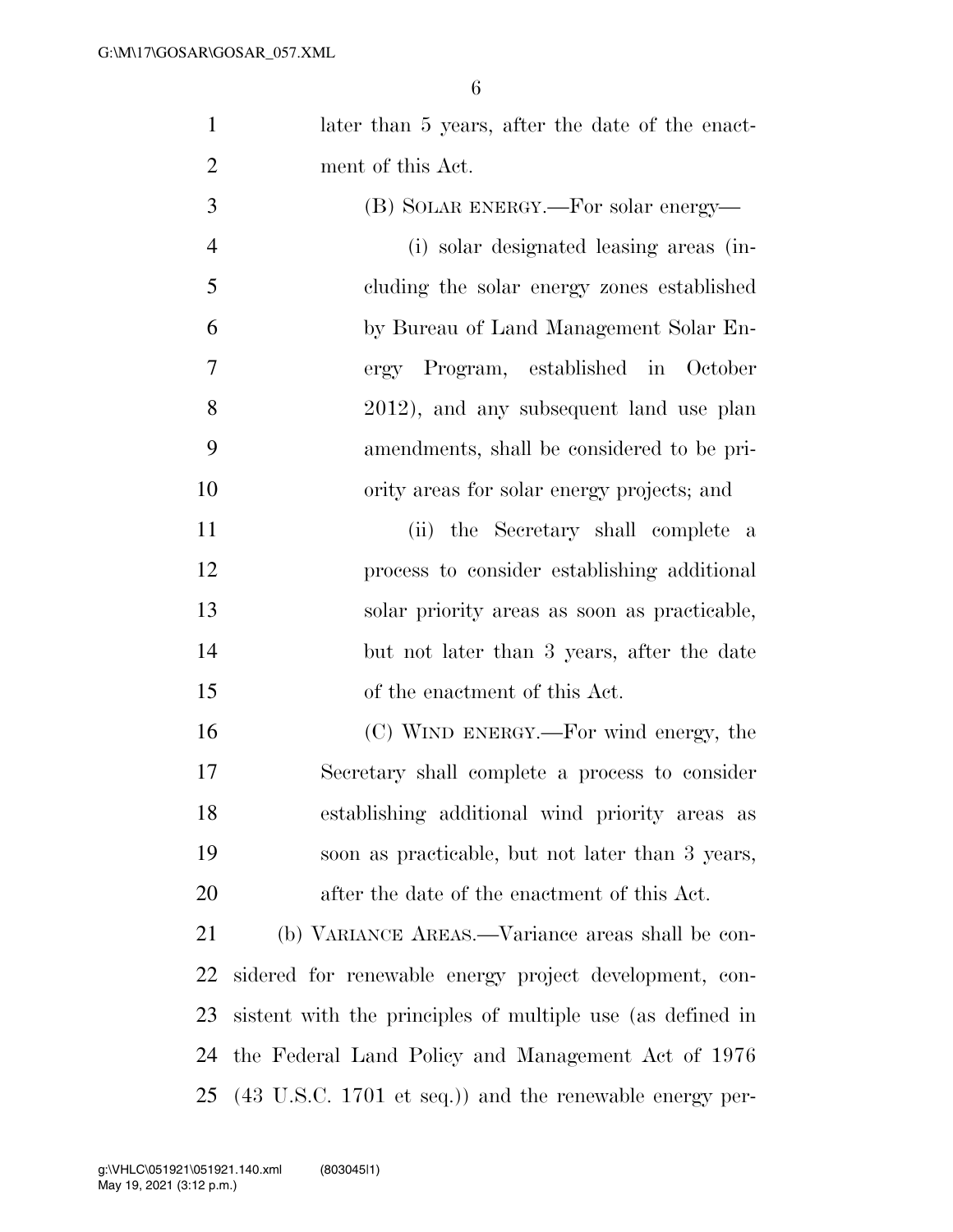later than 5 years, after the date of the enactment of this Act.

(B) SOLAR ENERGY.—For solar energy—

(i) solar designated leasing areas (including the solar energy zones established by Bureau of Land Management Solar Energy Program, established in October 2012), and any subsequent land use plan amendments, shall be considered to be priority areas for solar energy projects; and

(ii) the Secretary shall complete a process to consider establishing additional solar priority areas as soon as practicable, but not later than 3 years, after the date of the enactment of this Act.

(C) WIND ENERGY.—For wind energy, the Secretary shall complete a process to consider establishing additional wind priority areas as soon as practicable, but not later than 3 years, after the date of the enactment of this Act.

(b) VARIANCE AREAS.—Variance areas shall be considered for renewable energy project development, consistent with the principles of multiple use (as defined in the Federal Land Policy and Management Act of 1976 (43 U.S.C. 1701 et seq.)) and the renewable energy per-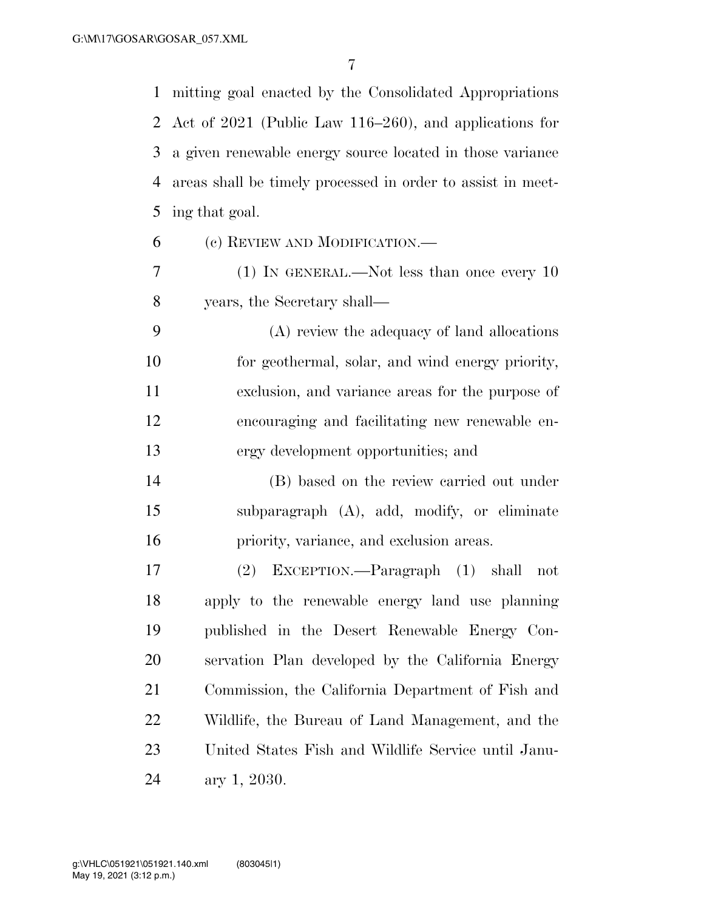mitting goal enacted by the Consolidated Appropriations Act of 2021 (Public Law 116–260), and applications for a given renewable energy source located in those variance areas shall be timely processed in order to assist in meeting that goal.

(c) REVIEW AND MODIFICATION.—

(1) IN GENERAL.—Not less than once every 10 years, the Secretary shall—

(A) review the adequacy of land allocations for geothermal, solar, and wind energy priority, exclusion, and variance areas for the purpose of encouraging and facilitating new renewable energy development opportunities; and

(B) based on the review carried out under subparagraph (A), add, modify, or eliminate priority, variance, and exclusion areas.

(2) EXCEPTION.—Paragraph (1) shall not apply to the renewable energy land use planning published in the Desert Renewable Energy Conservation Plan developed by the California Energy Commission, the California Department of Fish and Wildlife, the Bureau of Land Management, and the United States Fish and Wildlife Service until January 1, 2030.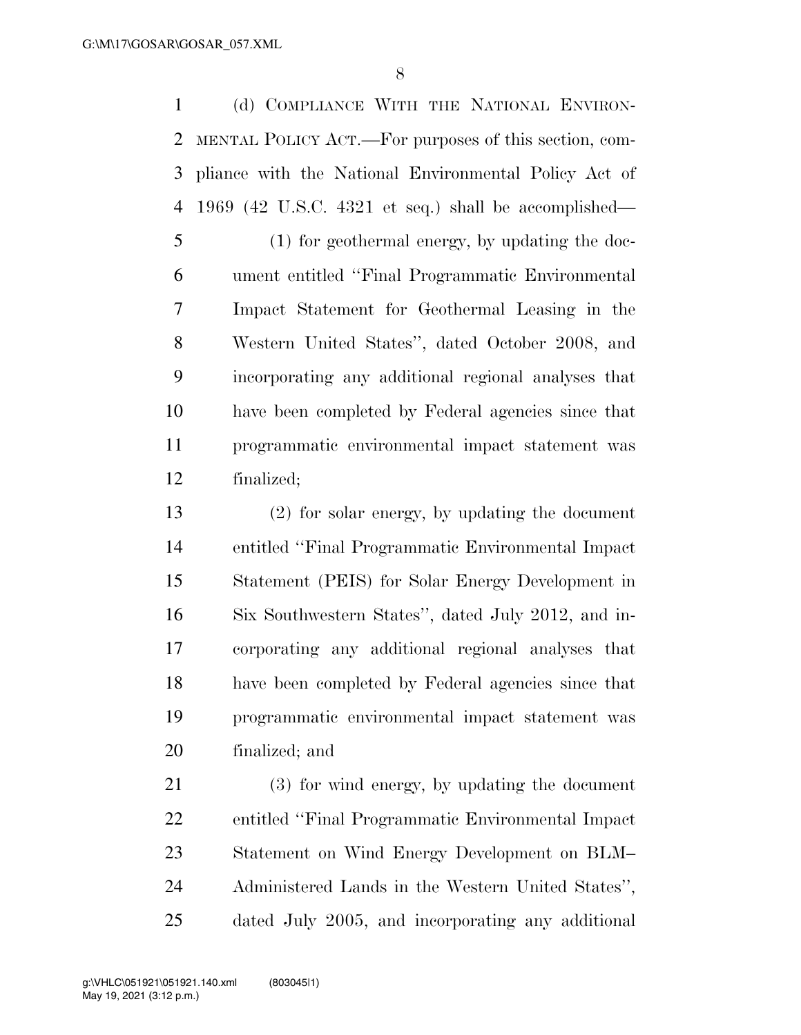(d) COMPLIANCE WITH THE NATIONAL ENVIRONMENTAL POLICY ACT.—For purposes of this section, compliance with the National Environmental Policy Act of 1969 (42 U.S.C. 4321 et seq.) shall be accomplished—

(1) for geothermal energy, by updating the document entitled ''Final Programmatic Environmental Impact Statement for Geothermal Leasing in the Western United States'', dated October 2008, and incorporating any additional regional analyses that have been completed by Federal agencies since that programmatic environmental impact statement was finalized;

(2) for solar energy, by updating the document entitled ''Final Programmatic Environmental Impact Statement (PEIS) for Solar Energy Development in Six Southwestern States'', dated July 2012, and incorporating any additional regional analyses that have been completed by Federal agencies since that programmatic environmental impact statement was finalized; and

(3) for wind energy, by updating the document entitled ''Final Programmatic Environmental Impact Statement on Wind Energy Development on BLM–Administered Lands in the Western United States'', dated July 2005, and incorporating any additional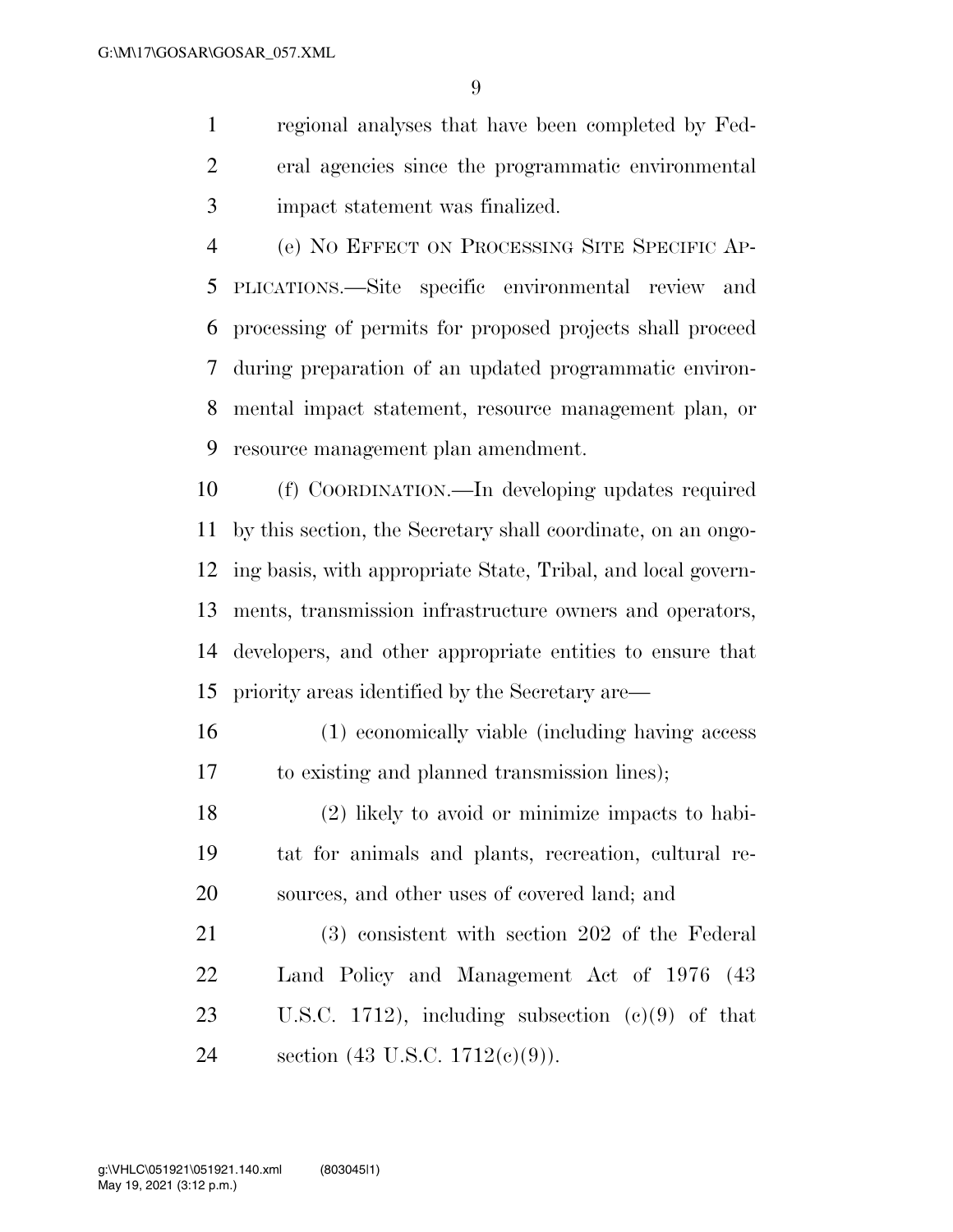regional analyses that have been completed by Federal agencies since the programmatic environmental impact statement was finalized.

(e) NO EFFECT ON PROCESSING SITE SPECIFIC APPLICATIONS.—Site specific environmental review and processing of permits for proposed projects shall proceed during preparation of an updated programmatic environmental impact statement, resource management plan, or resource management plan amendment.

(f) COORDINATION.—In developing updates required by this section, the Secretary shall coordinate, on an ongoing basis, with appropriate State, Tribal, and local governments, transmission infrastructure owners and operators, developers, and other appropriate entities to ensure that priority areas identified by the Secretary are—

(1) economically viable (including having access to existing and planned transmission lines);

(2) likely to avoid or minimize impacts to habitat for animals and plants, recreation, cultural resources, and other uses of covered land; and

(3) consistent with section 202 of the Federal Land Policy and Management Act of 1976 (43 U.S.C. 1712), including subsection (c)(9) of that section (43 U.S.C. 1712(c)(9)).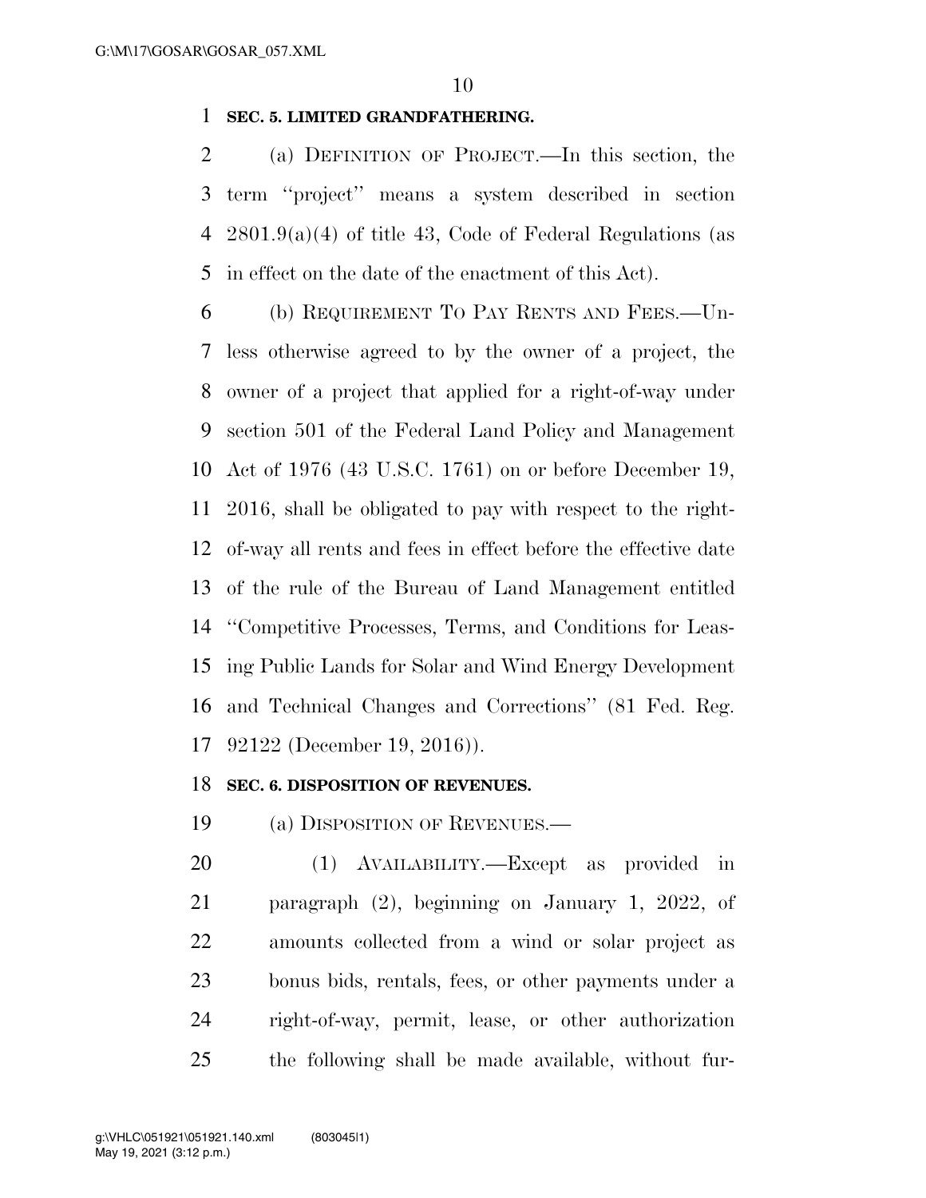**SEC. 5. LIMITED GRANDFATHERING.**

(a) DEFINITION OF PROJECT.—In this section, the term ''project'' means a system described in section 2801.9(a)(4) of title 43, Code of Federal Regulations (as in effect on the date of the enactment of this Act).

(b) REQUIREMENT TO PAY RENTS AND FEES.—Unless otherwise agreed to by the owner of a project, the owner of a project that applied for a right-of-way under section 501 of the Federal Land Policy and Management Act of 1976 (43 U.S.C. 1761) on or before December 19, 2016, shall be obligated to pay with respect to the right-of-way all rents and fees in effect before the effective date of the rule of the Bureau of Land Management entitled ''Competitive Processes, Terms, and Conditions for Leasing Public Lands for Solar and Wind Energy Development and Technical Changes and Corrections'' (81 Fed. Reg. 92122 (December 19, 2016)).

**SEC. 6. DISPOSITION OF REVENUES.**

(a) DISPOSITION OF REVENUES.—

(1) AVAILABILITY.—Except as provided in paragraph (2), beginning on January 1, 2022, of amounts collected from a wind or solar project as bonus bids, rentals, fees, or other payments under a right-of-way, permit, lease, or other authorization the following shall be made available, without fur-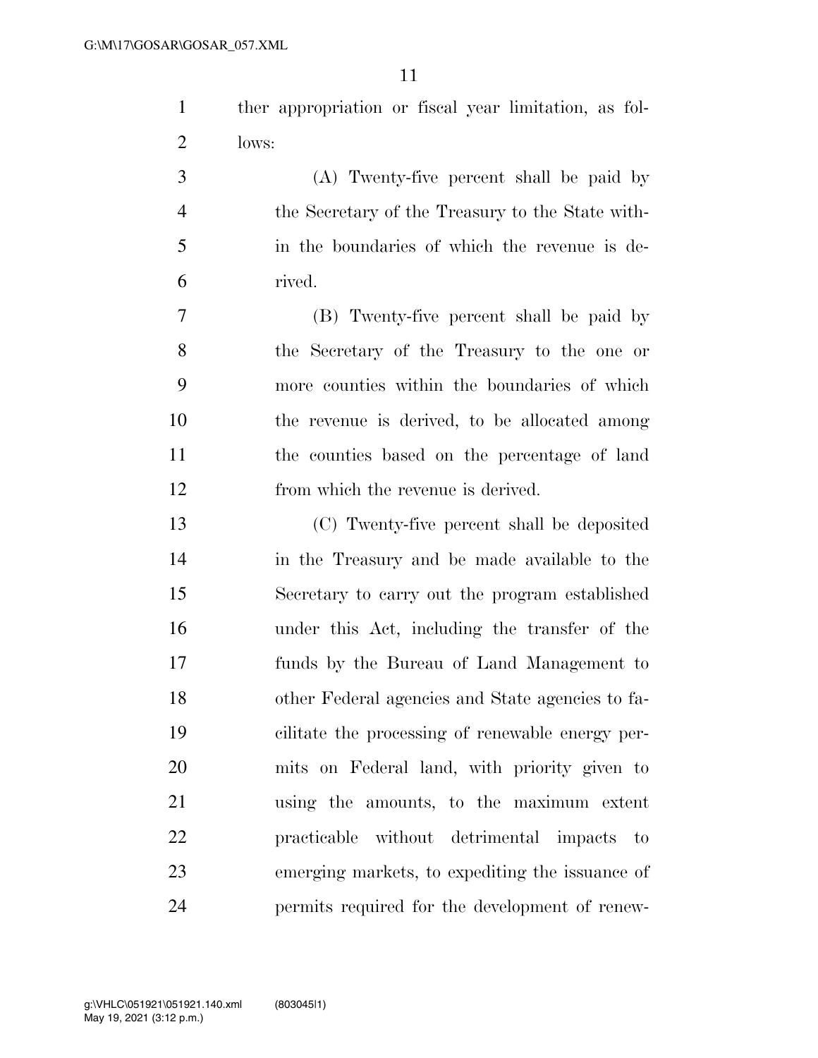ther appropriation or fiscal year limitation, as follows:

(A) Twenty-five percent shall be paid by the Secretary of the Treasury to the State within the boundaries of which the revenue is derived.

(B) Twenty-five percent shall be paid by the Secretary of the Treasury to the one or more counties within the boundaries of which the revenue is derived, to be allocated among the counties based on the percentage of land from which the revenue is derived.

(C) Twenty-five percent shall be deposited in the Treasury and be made available to the Secretary to carry out the program established under this Act, including the transfer of the funds by the Bureau of Land Management to other Federal agencies and State agencies to facilitate the processing of renewable energy permits on Federal land, with priority given to using the amounts, to the maximum extent practicable without detrimental impacts to emerging markets, to expediting the issuance of permits required for the development of renew-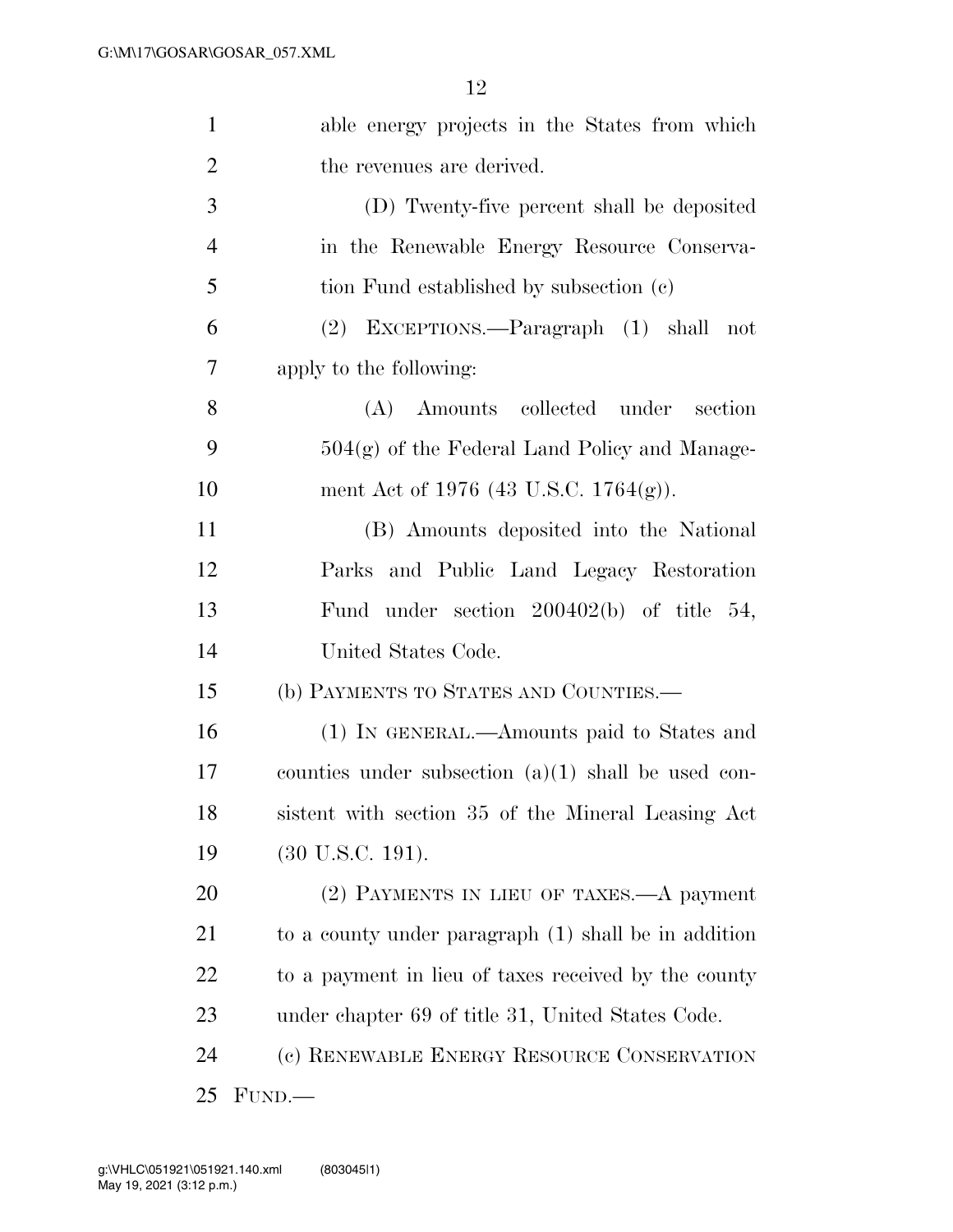able energy projects in the States from which the revenues are derived.

(D) Twenty-five percent shall be deposited in the Renewable Energy Resource Conservation Fund established by subsection (c)

(2) EXCEPTIONS.—Paragraph (1) shall not apply to the following:

(A) Amounts collected under section 504(g) of the Federal Land Policy and Management Act of 1976 (43 U.S.C. 1764(g)).

(B) Amounts deposited into the National Parks and Public Land Legacy Restoration Fund under section 200402(b) of title 54, United States Code.

(b) PAYMENTS TO STATES AND COUNTIES.—

(1) IN GENERAL.—Amounts paid to States and counties under subsection (a)(1) shall be used consistent with section 35 of the Mineral Leasing Act (30 U.S.C. 191).

(2) PAYMENTS IN LIEU OF TAXES.—A payment to a county under paragraph (1) shall be in addition to a payment in lieu of taxes received by the county under chapter 69 of title 31, United States Code.

(c) RENEWABLE ENERGY RESOURCE CONSERVATION FUND.—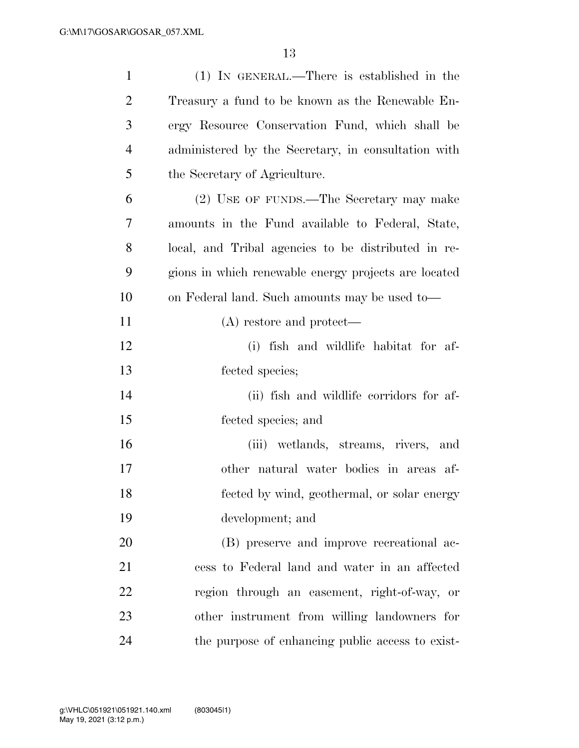(1) IN GENERAL.—There is established in the Treasury a fund to be known as the Renewable Energy Resource Conservation Fund, which shall be administered by the Secretary, in consultation with the Secretary of Agriculture.

(2) USE OF FUNDS.—The Secretary may make amounts in the Fund available to Federal, State, local, and Tribal agencies to be distributed in regions in which renewable energy projects are located on Federal land. Such amounts may be used to—

(A) restore and protect—

(i) fish and wildlife habitat for affected species;

(ii) fish and wildlife corridors for affected species; and

(iii) wetlands, streams, rivers, and other natural water bodies in areas affected by wind, geothermal, or solar energy development; and

(B) preserve and improve recreational access to Federal land and water in an affected region through an easement, right-of-way, or other instrument from willing landowners for the purpose of enhancing public access to exist-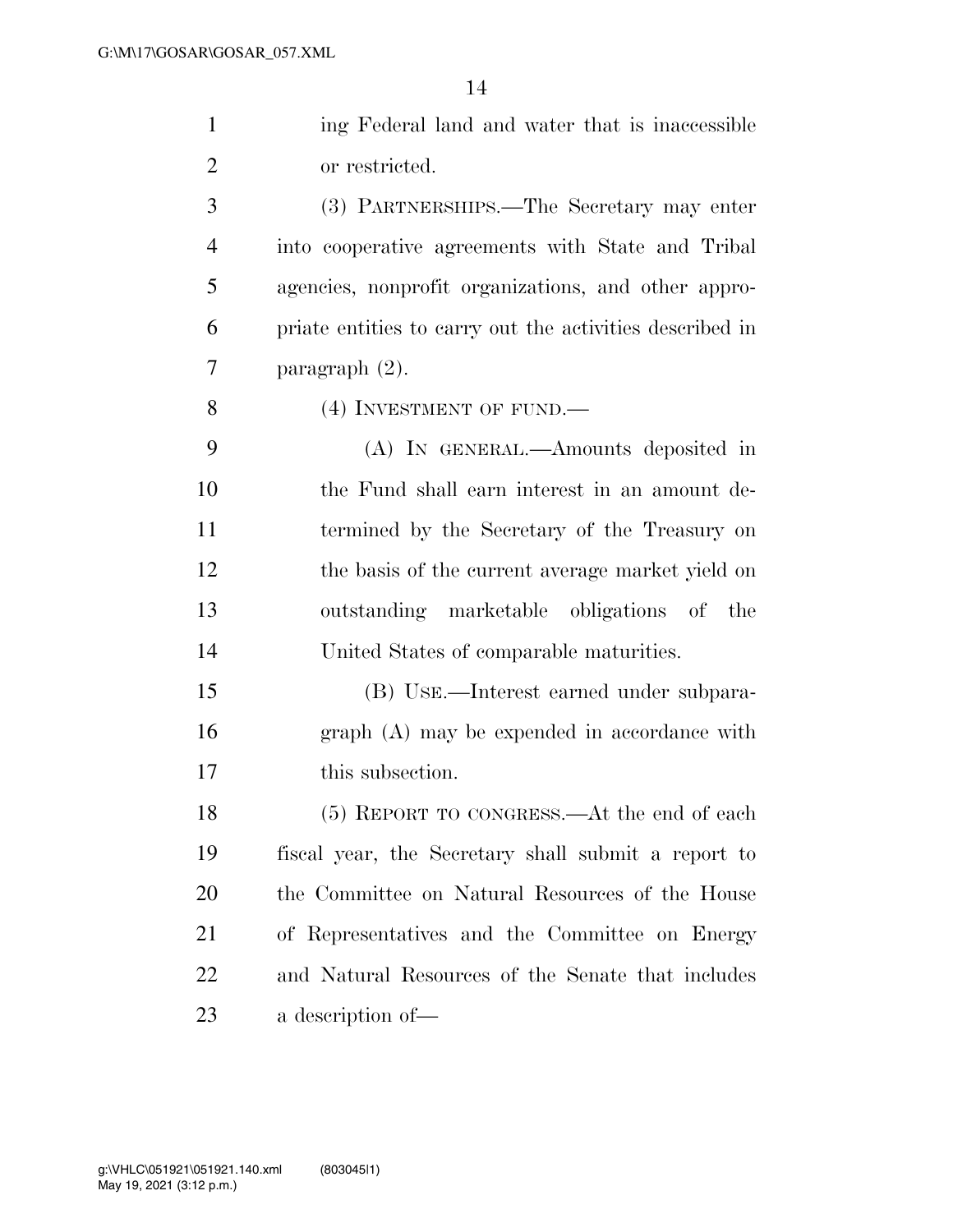ing Federal land and water that is inaccessible or restricted.

(3) PARTNERSHIPS.—The Secretary may enter into cooperative agreements with State and Tribal agencies, nonprofit organizations, and other appropriate entities to carry out the activities described in paragraph (2).

(4) INVESTMENT OF FUND.—

(A) IN GENERAL.—Amounts deposited in the Fund shall earn interest in an amount determined by the Secretary of the Treasury on the basis of the current average market yield on outstanding marketable obligations of the United States of comparable maturities.

(B) USE.—Interest earned under subparagraph (A) may be expended in accordance with this subsection.

(5) REPORT TO CONGRESS.—At the end of each fiscal year, the Secretary shall submit a report to the Committee on Natural Resources of the House of Representatives and the Committee on Energy and Natural Resources of the Senate that includes a description of—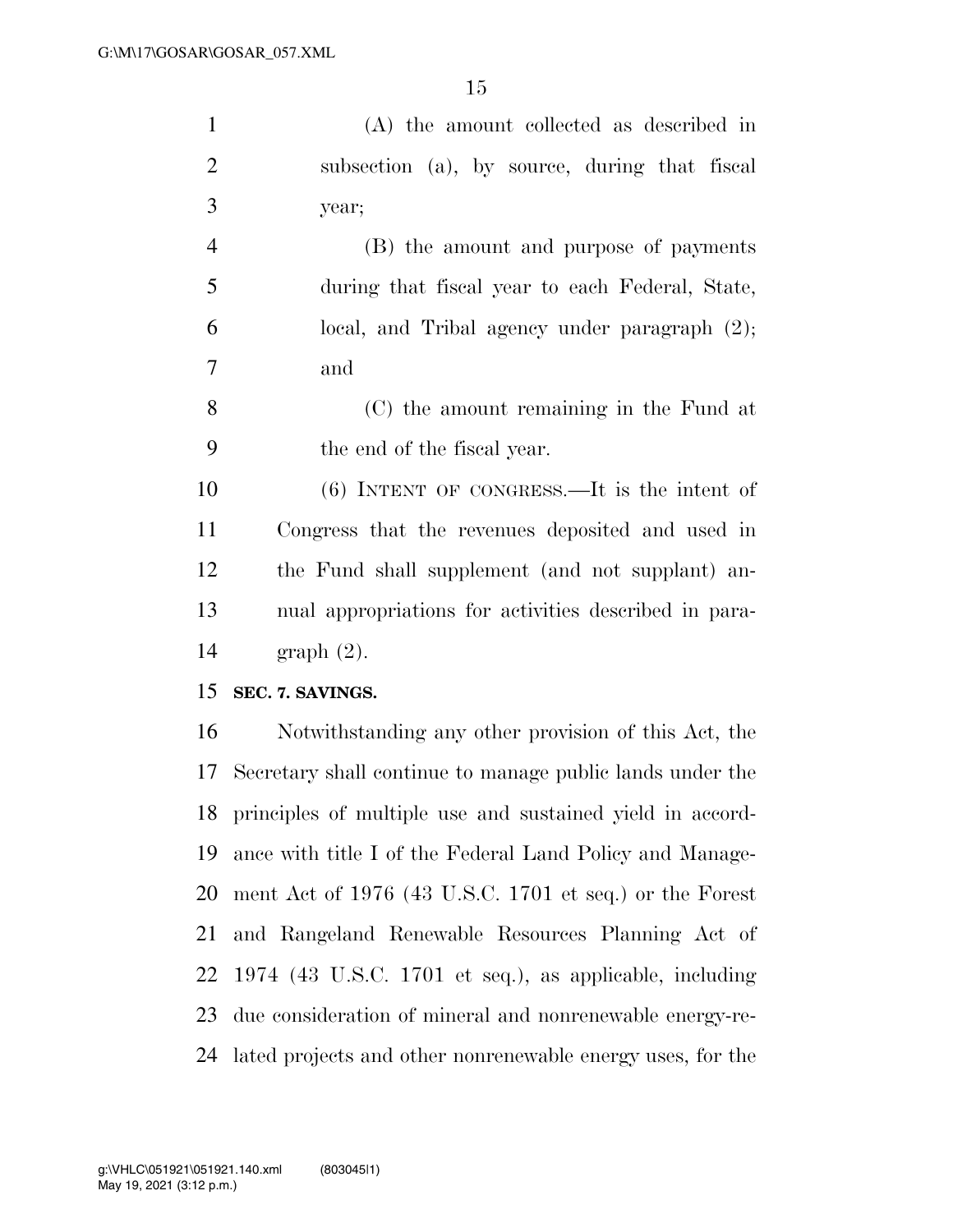(A) the amount collected as described in subsection (a), by source, during that fiscal year;

(B) the amount and purpose of payments during that fiscal year to each Federal, State, local, and Tribal agency under paragraph (2); and

(C) the amount remaining in the Fund at the end of the fiscal year.

(6) INTENT OF CONGRESS.—It is the intent of Congress that the revenues deposited and used in the Fund shall supplement (and not supplant) annual appropriations for activities described in paragraph (2).

**SEC. 7. SAVINGS.**

Notwithstanding any other provision of this Act, the Secretary shall continue to manage public lands under the principles of multiple use and sustained yield in accordance with title I of the Federal Land Policy and Management Act of 1976 (43 U.S.C. 1701 et seq.) or the Forest and Rangeland Renewable Resources Planning Act of 1974 (43 U.S.C. 1701 et seq.), as applicable, including due consideration of mineral and nonrenewable energy-related projects and other nonrenewable energy uses, for the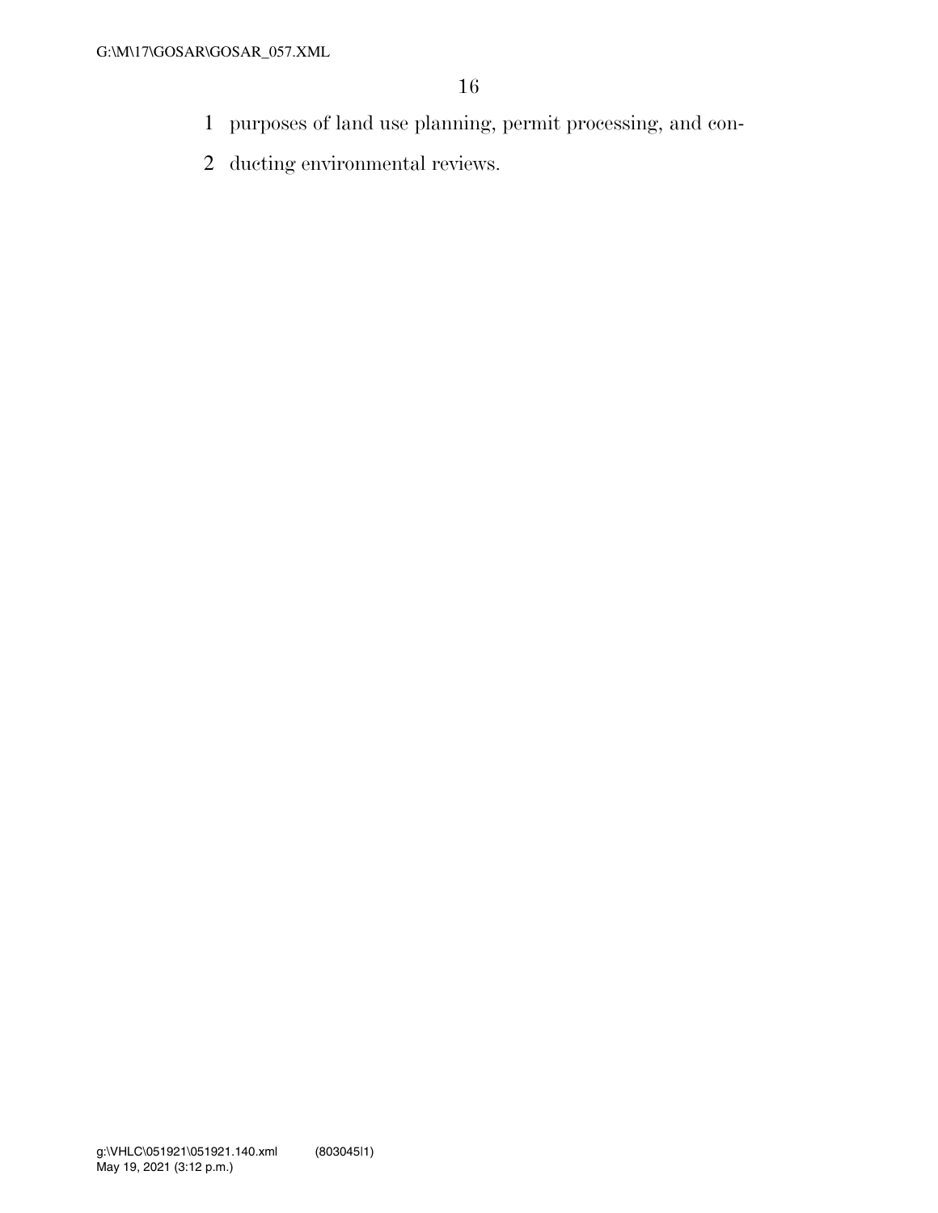purposes of land use planning, permit processing, and conducting environmental reviews.